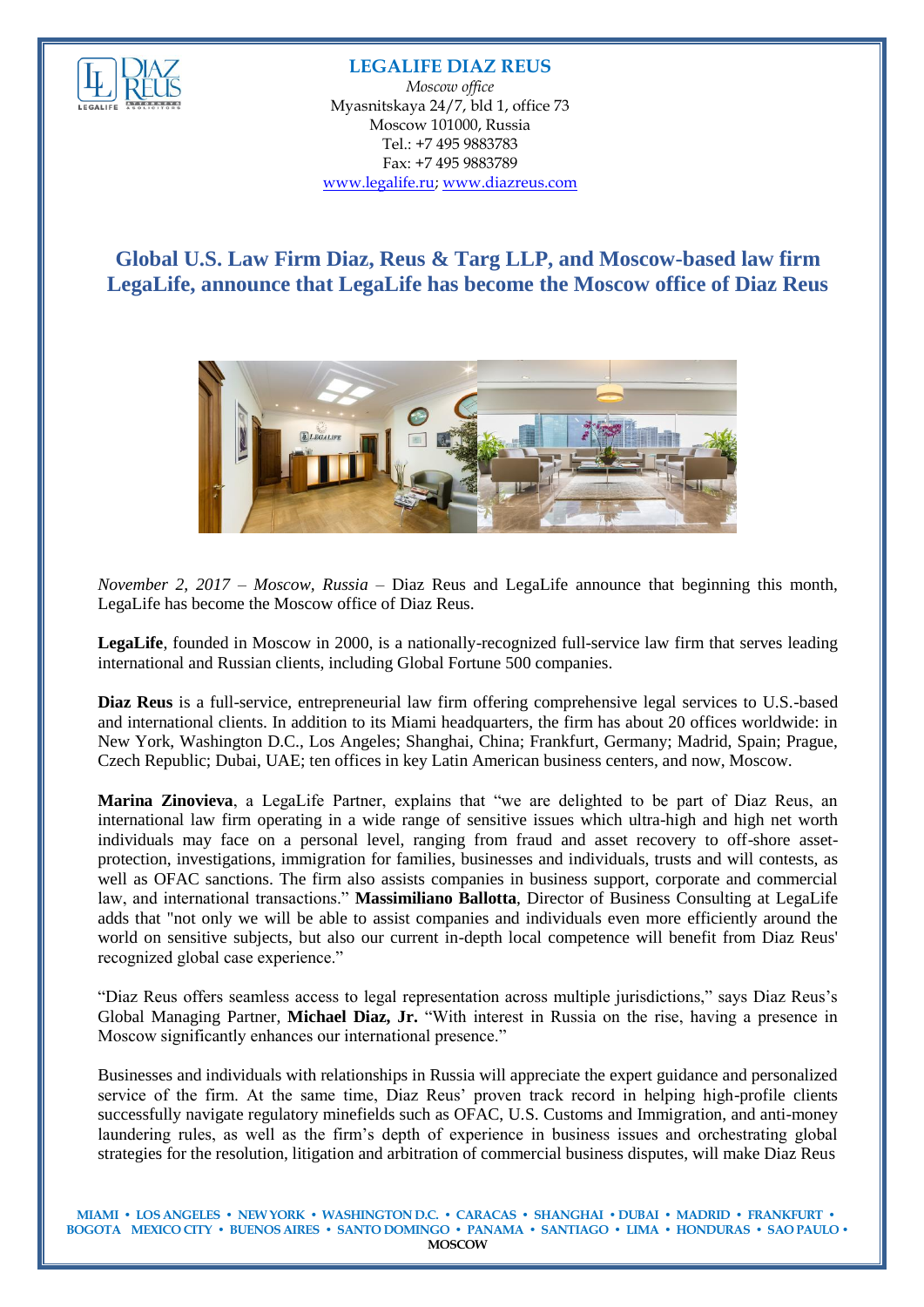**LEGALIFE DIAZ REUS**
*Moscow office*
Myasnitskaya 24/7, bld 1, office 73
Moscow 101000, Russia
Tel.: +7 495 9883783
Fax: +7 495 9883789
www.legalife.ru; www.diazreus.com

# Global U.S. Law Firm Diaz, Reus & Targ LLP, and Moscow-based law firm LegaLife, announce that LegaLife has become the Moscow office of Diaz Reus

*November 2, 2017 – Moscow, Russia* – Diaz Reus and LegaLife announce that beginning this month, LegaLife has become the Moscow office of Diaz Reus.

**LegaLife**, founded in Moscow in 2000, is a nationally-recognized full-service law firm that serves leading international and Russian clients, including Global Fortune 500 companies.

**Diaz Reus** is a full-service, entrepreneurial law firm offering comprehensive legal services to U.S.-based and international clients. In addition to its Miami headquarters, the firm has about 20 offices worldwide: in New York, Washington D.C., Los Angeles; Shanghai, China; Frankfurt, Germany; Madrid, Spain; Prague, Czech Republic; Dubai, UAE; ten offices in key Latin American business centers, and now, Moscow.

**Marina Zinovieva**, a LegaLife Partner, explains that "we are delighted to be part of Diaz Reus, an international law firm operating in a wide range of sensitive issues which ultra-high and high net worth individuals may face on a personal level, ranging from fraud and asset recovery to off-shore asset-protection, investigations, immigration for families, businesses and individuals, trusts and will contests, as well as OFAC sanctions. The firm also assists companies in business support, corporate and commercial law, and international transactions." **Massimiliano Ballotta**, Director of Business Consulting at LegaLife adds that "not only we will be able to assist companies and individuals even more efficiently around the world on sensitive subjects, but also our current in-depth local competence will benefit from Diaz Reus' recognized global case experience."

"Diaz Reus offers seamless access to legal representation across multiple jurisdictions," says Diaz Reus's Global Managing Partner, **Michael Diaz, Jr.** "With interest in Russia on the rise, having a presence in Moscow significantly enhances our international presence."

Businesses and individuals with relationships in Russia will appreciate the expert guidance and personalized service of the firm. At the same time, Diaz Reus' proven track record in helping high-profile clients successfully navigate regulatory minefields such as OFAC, U.S. Customs and Immigration, and anti-money laundering rules, as well as the firm's depth of experience in business issues and orchestrating global strategies for the resolution, litigation and arbitration of commercial business disputes, will make Diaz Reus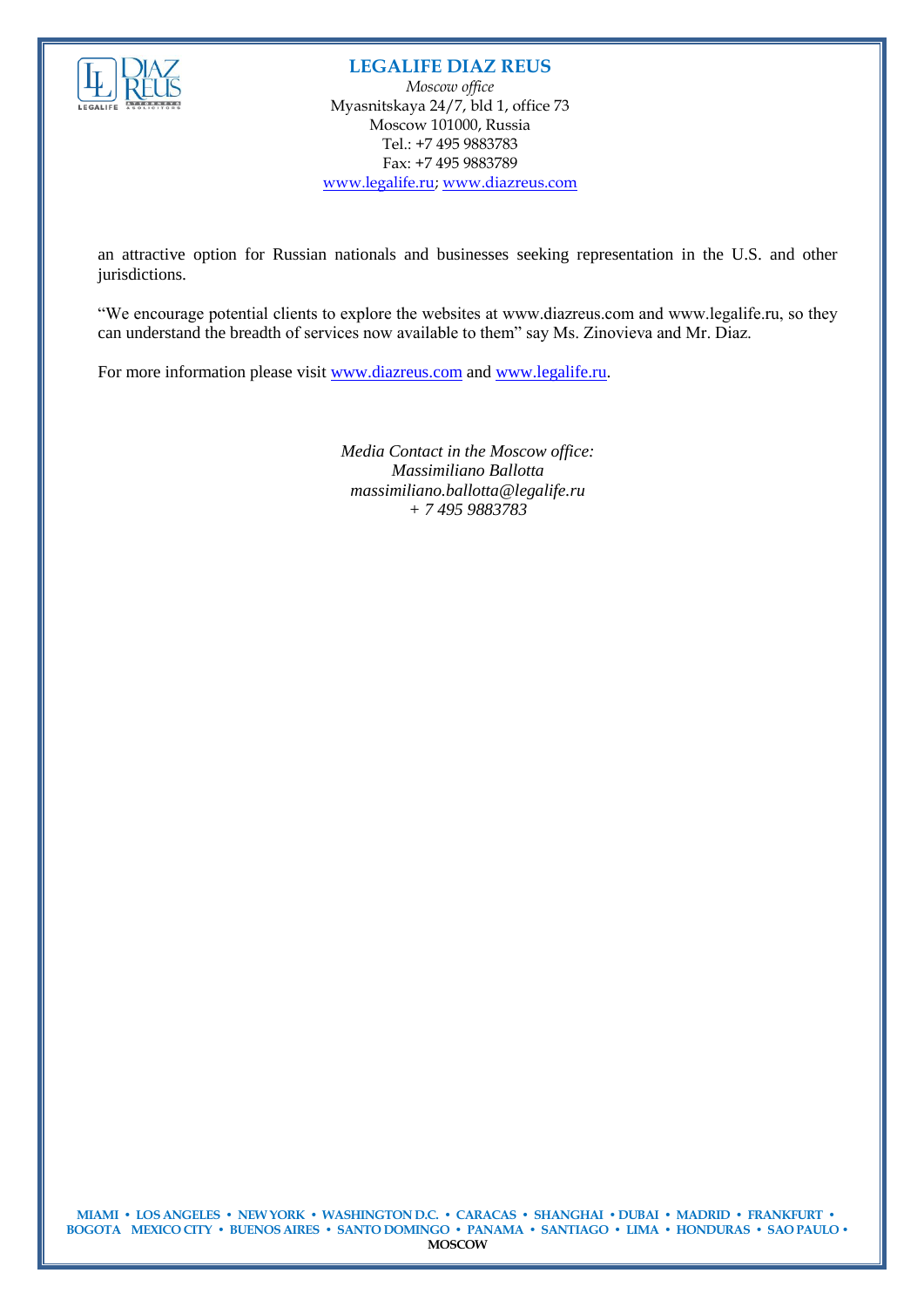an attractive option for Russian nationals and businesses seeking representation in the U.S. and other jurisdictions.

"We encourage potential clients to explore the websites at www.diazreus.com and www.legalife.ru, so they can understand the breadth of services now available to them" say Ms. Zinovieva and Mr. Diaz.

For more information please visit [www.diazreus.com](http://www.diazreus.com) and [www.legalife.ru](http://www.legalife.ru).

*Media Contact in the Moscow office:*
*Massimiliano Ballotta*
*massimiliano.ballotta@legalife.ru*
*+ 7 495 9883783*